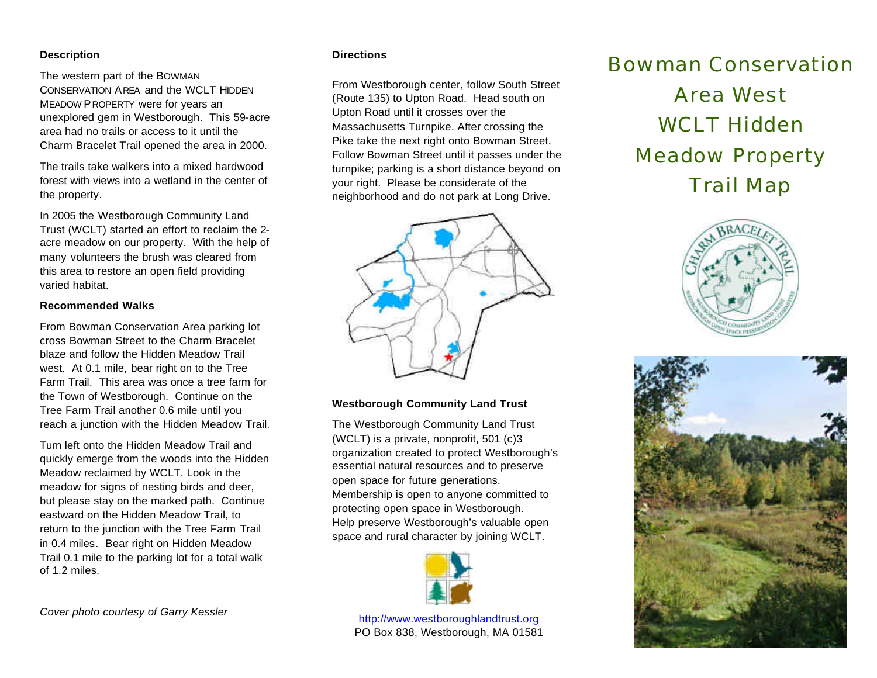# Bowman Conservation Area West WCLT Hidden Meadow Property Trail Map

## Description

The western part of the BOWMAN CONSERVATION AREA and the WCLT HIDDEN MEADOW PROPERTY were for years an unexplored gem in Westborough. This 59-acre area had no trails or access to it until the Charm Bracelet Trail opened the area in 2000.

The trails take walkers into a mixed hardwood forest with views into a wetland in the center of the property.

In 2005 the Westborough Community Land Trust (WCLT) started an effort to reclaim the 2-acre meadow on our property. With the help of many volunteers the brush was cleared from this area to restore an open field providing varied habitat.

## Recommended Walks

From Bowman Conservation Area parking lot cross Bowman Street to the Charm Bracelet blaze and follow the Hidden Meadow Trail west. At 0.1 mile, bear right on to the Tree Farm Trail. This area was once a tree farm for the Town of Westborough. Continue on the Tree Farm Trail another 0.6 mile until you reach a junction with the Hidden Meadow Trail.

Turn left onto the Hidden Meadow Trail and quickly emerge from the woods into the Hidden Meadow reclaimed by WCLT. Look in the meadow for signs of nesting birds and deer, but please stay on the marked path. Continue eastward on the Hidden Meadow Trail, to return to the junction with the Tree Farm Trail in 0.4 miles. Bear right on Hidden Meadow Trail 0.1 mile to the parking lot for a total walk of 1.2 miles.

*Cover photo courtesy of Garry Kessler*

## Directions

From Westborough center, follow South Street (Route 135) to Upton Road. Head south on Upton Road until it crosses over the Massachusetts Turnpike. After crossing the Pike take the next right onto Bowman Street. Follow Bowman Street until it passes under the turnpike; parking is a short distance beyond on your right. Please be considerate of the neighborhood and do not park at Long Drive.

## Westborough Community Land Trust

The Westborough Community Land Trust (WCLT) is a private, nonprofit, 501 (c)3 organization created to protect Westborough's essential natural resources and to preserve open space for future generations. Membership is open to anyone committed to protecting open space in Westborough. Help preserve Westborough's valuable open space and rural character by joining WCLT.

http://www.westboroughlandtrust.org
PO Box 838, Westborough, MA 01581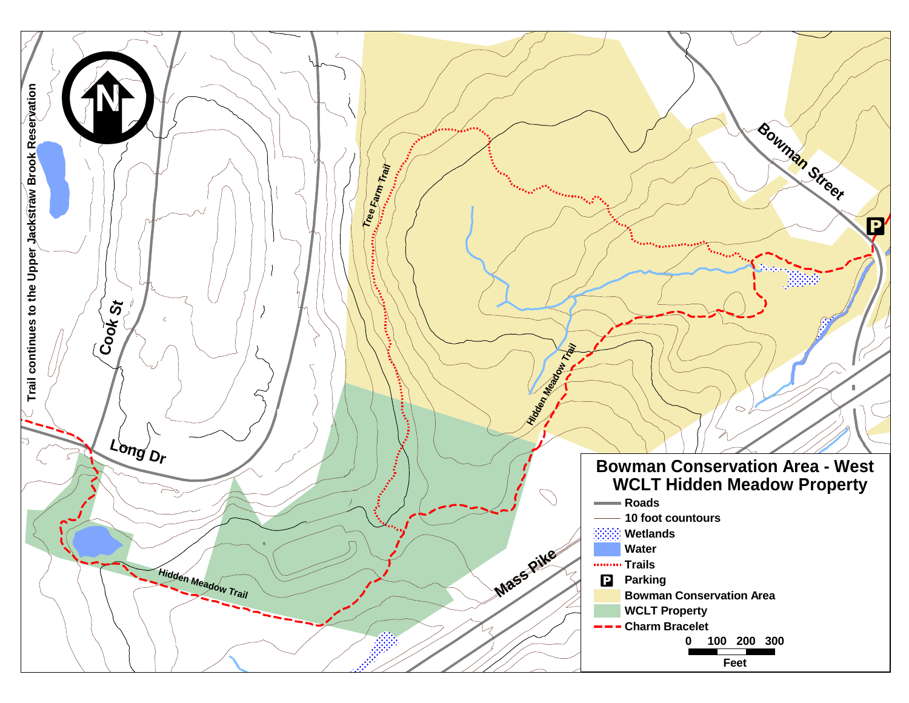# Bowman Conservation Area - West
## WCLT Hidden Meadow Property

Roads
10 foot countours
Wetlands
Water
Trails
Parking
Bowman Conservation Area
WCLT Property
Charm Bracelet

0 100 200 300
Feet

Trail continues to the Upper Jackstraw Brook Reservation

Cook St
Long Dr
Bowman Street
Mass Pike
Tree Farm Trail
Hidden Meadow Trail
Hidden Meadow Trail